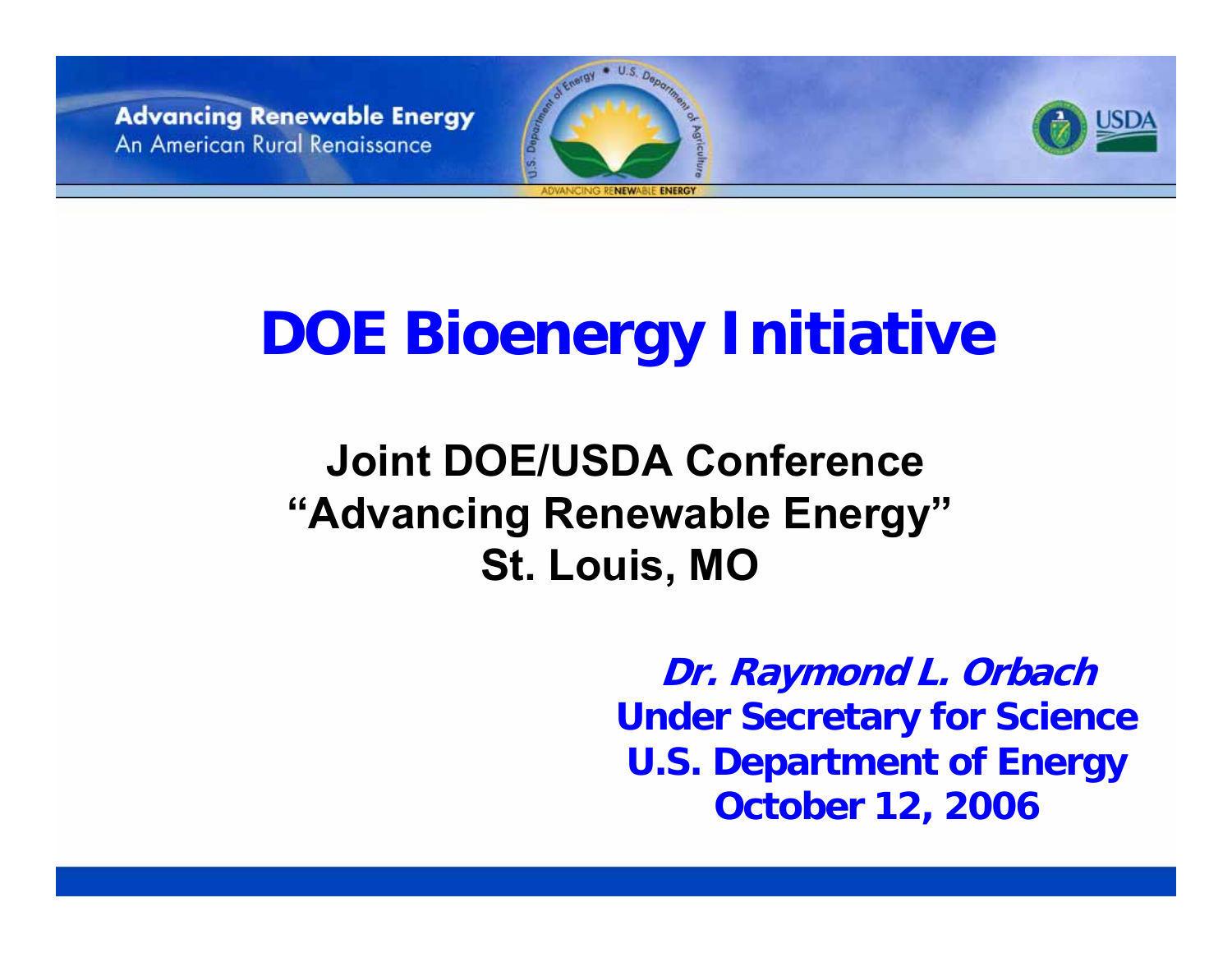Advancing Renewable Energy
An American Rural Renaissance

# DOE Bioenergy Initiative

## Joint DOE/USDA Conference
## "Advancing Renewable Energy"
## St. Louis, MO

***Dr. Raymond L. Orbach***
**Under Secretary for Science**
**U.S. Department of Energy**
**October 12, 2006**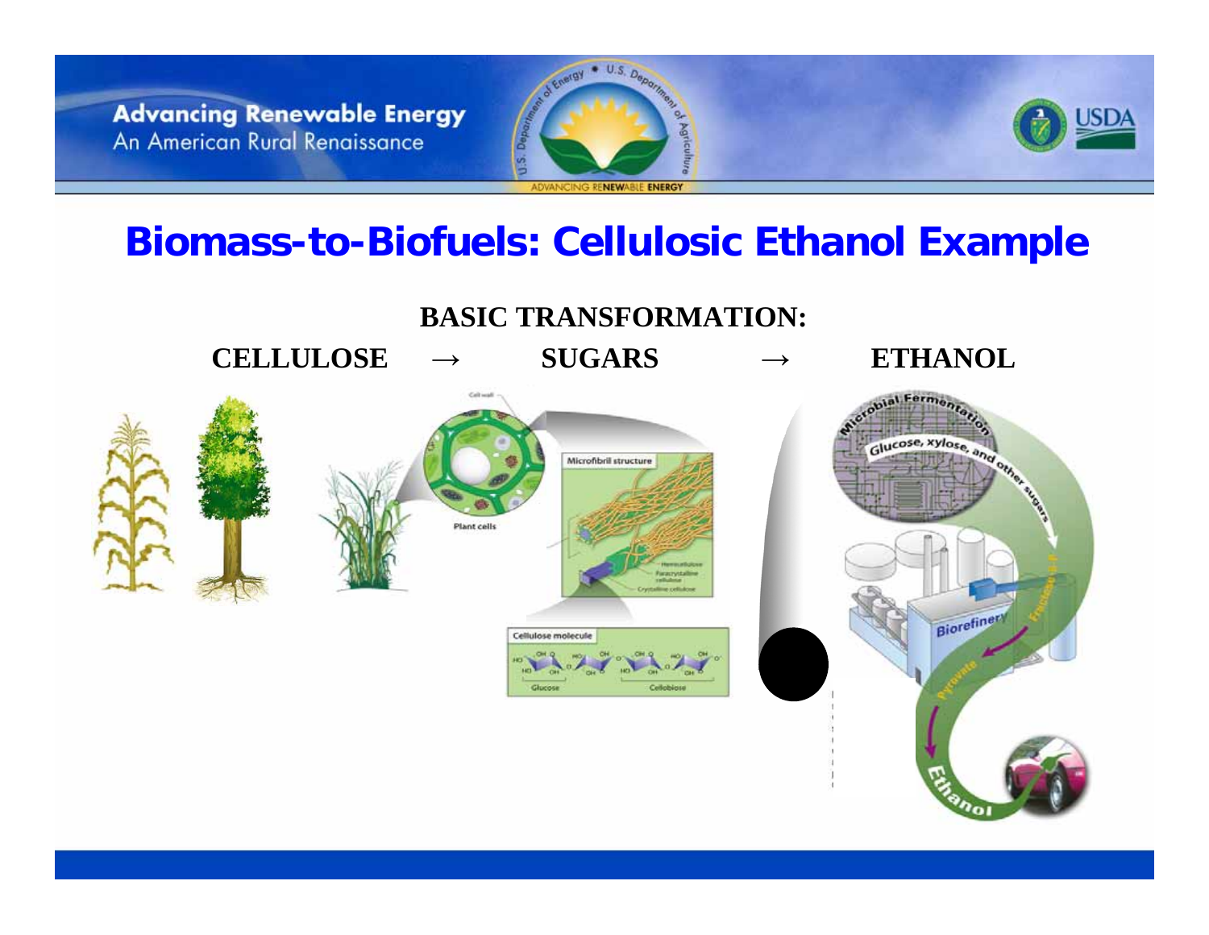# Biomass-to-Biofuels: Cellulosic Ethanol Example

**BASIC TRANSFORMATION:**

**CELLULOSE → SUGARS → ETHANOL**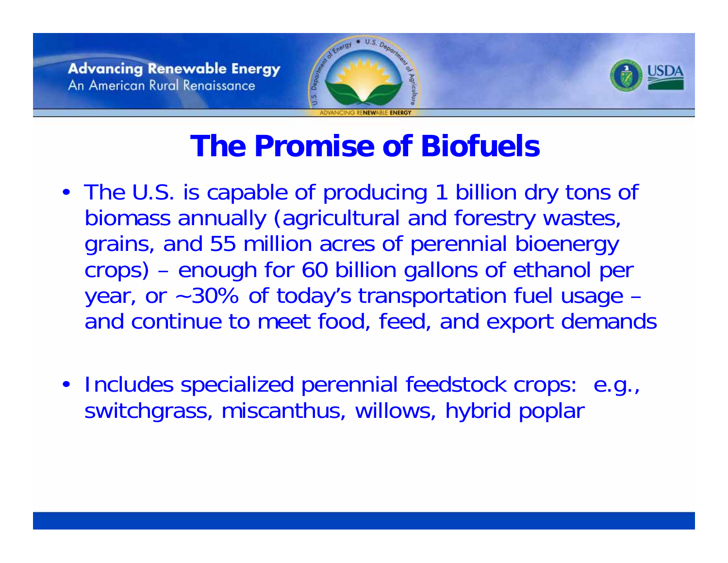# The Promise of Biofuels

- The U.S. is capable of producing 1 billion dry tons of biomass annually (agricultural and forestry wastes, grains, and 55 million acres of perennial bioenergy crops) – enough for 60 billion gallons of ethanol per year, or ~30% of today's transportation fuel usage – and continue to meet food, feed, and export demands

- Includes specialized perennial feedstock crops: e.g., switchgrass, miscanthus, willows, hybrid poplar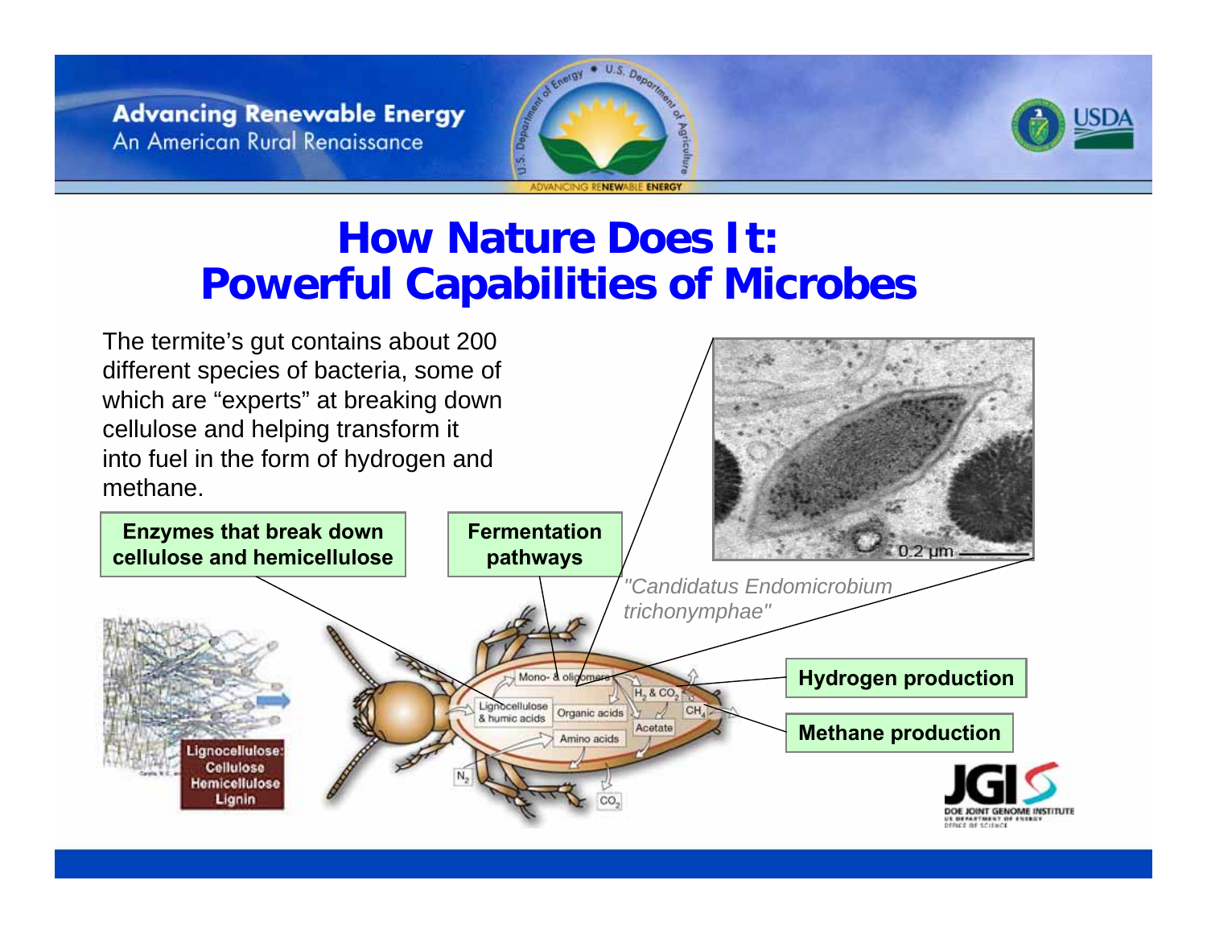# How Nature Does It: Powerful Capabilities of Microbes

The termite's gut contains about 200 different species of bacteria, some of which are "experts" at breaking down cellulose and helping transform it into fuel in the form of hydrogen and methane.

**Enzymes that break down cellulose and hemicellulose**

**Fermentation pathways**

*"Candidatus Endomicrobium trichonymphae"*

**Hydrogen production**

**Methane production**

Lignocellulose: Cellulose Hemicellulose Lignin

Mono- & oligomers

Lignocellulose & humic acids

Organic acids

Amino acids

Acetate

$H_2$ & $CO_2$

$CH_4$

$N_2$

$CO_2$

0.2 µm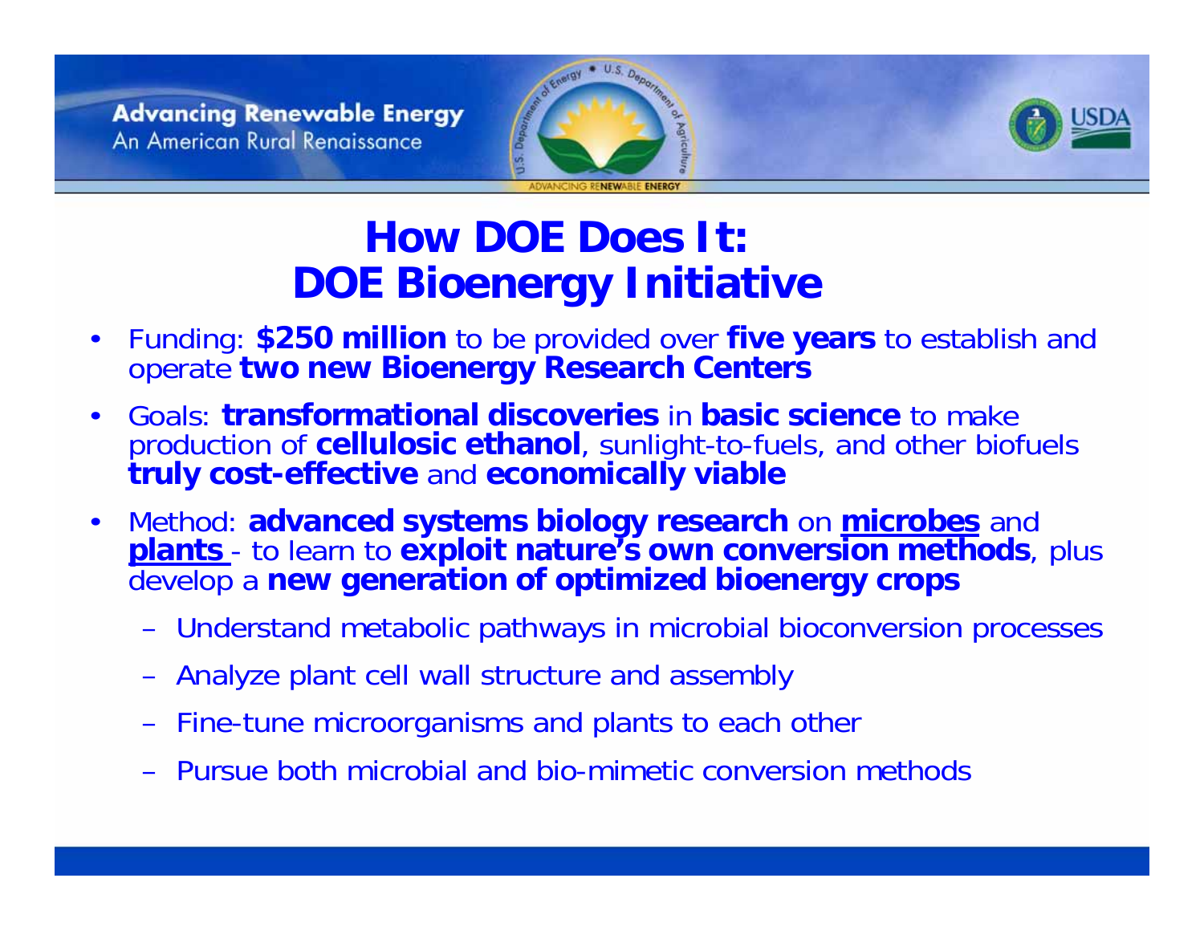# How DOE Does It: DOE Bioenergy Initiative

- Funding: **$250 million** to be provided over **five years** to establish and operate **two new Bioenergy Research Centers**
- Goals: **transformational discoveries** in **basic science** to make production of **cellulosic ethanol**, sunlight-to-fuels, and other biofuels **truly cost-effective** and **economically viable**
- Method: **advanced systems biology research** on **<u>microbes</u>** and **<u>plants</u>** - to learn to **exploit nature's own conversion methods**, plus develop a **new generation of optimized bioenergy crops**
  - Understand metabolic pathways in microbial bioconversion processes
  - Analyze plant cell wall structure and assembly
  - Fine-tune microorganisms and plants to each other
  - Pursue both microbial and bio-mimetic conversion methods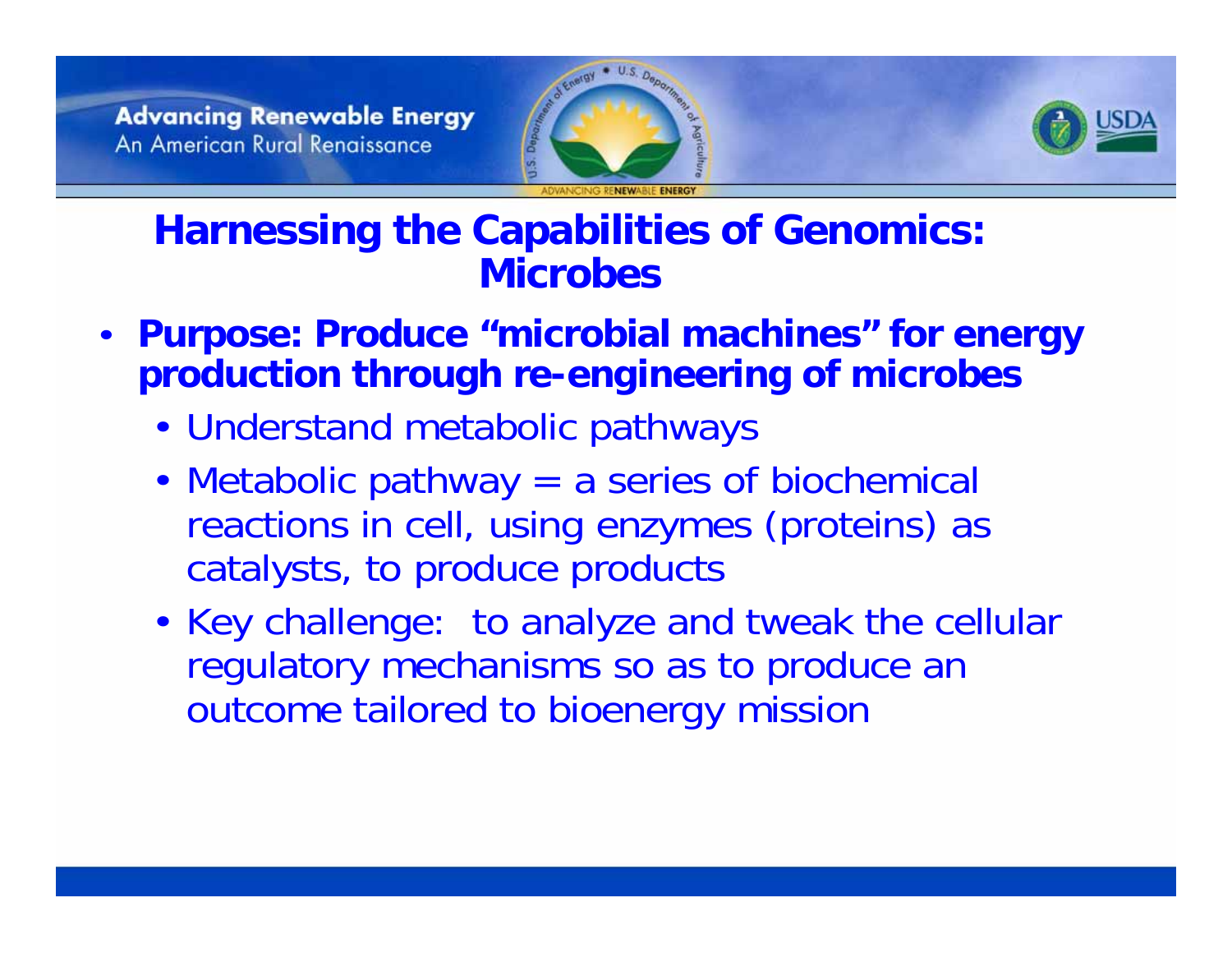## Harnessing the Capabilities of Genomics: Microbes

- **Purpose: Produce "microbial machines" for energy production through re-engineering of microbes**
  - Understand metabolic pathways
  - Metabolic pathway = a series of biochemical reactions in cell, using enzymes (proteins) as catalysts, to produce products
  - Key challenge: to analyze and tweak the cellular regulatory mechanisms so as to produce an outcome tailored to bioenergy mission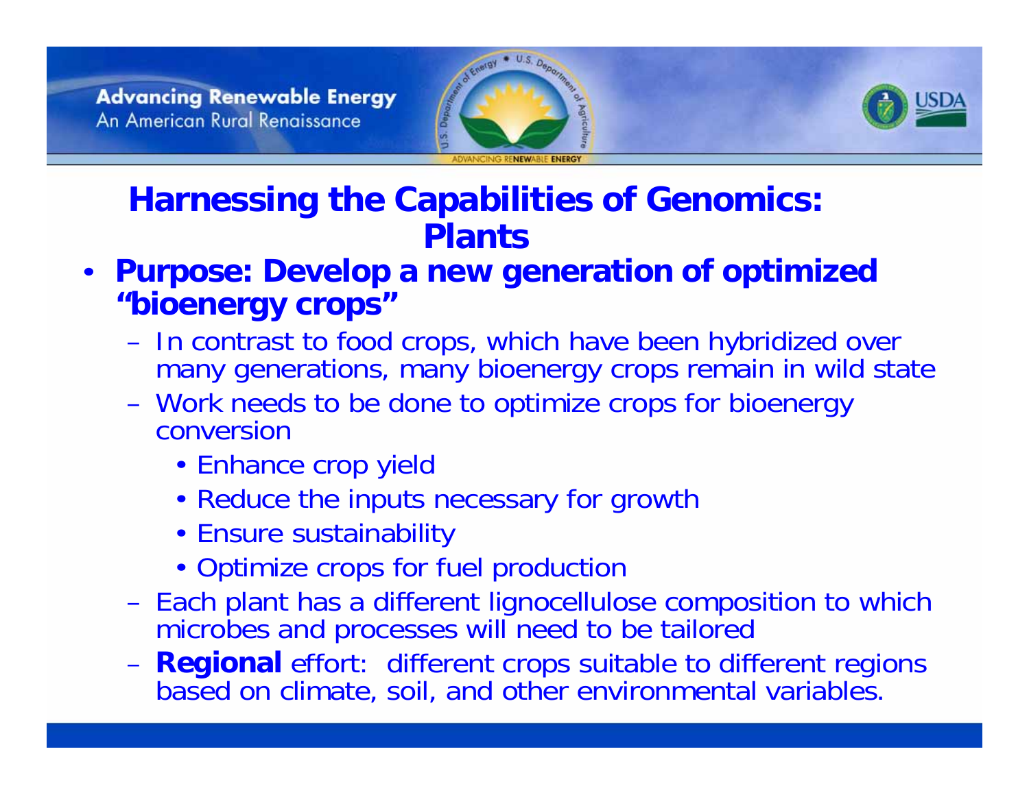# Harnessing the Capabilities of Genomics: Plants

- **Purpose: Develop a new generation of optimized "bioenergy crops"**
  - In contrast to food crops, which have been hybridized over many generations, many bioenergy crops remain in wild state
  - Work needs to be done to optimize crops for bioenergy conversion
    - Enhance crop yield
    - Reduce the inputs necessary for growth
    - Ensure sustainability
    - Optimize crops for fuel production
  - Each plant has a different lignocellulose composition to which microbes and processes will need to be tailored
  - **Regional** effort: different crops suitable to different regions based on climate, soil, and other environmental variables.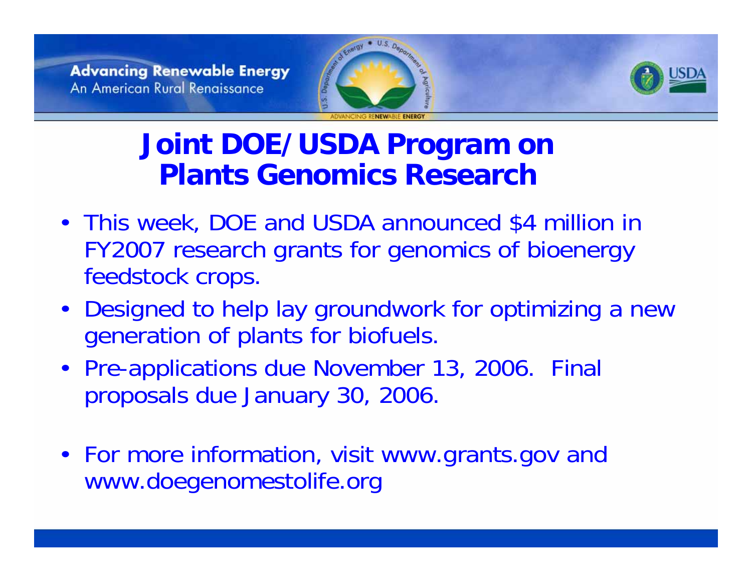# Joint DOE/USDA Program on Plants Genomics Research

- This week, DOE and USDA announced $4 million in FY2007 research grants for genomics of bioenergy feedstock crops.
- Designed to help lay groundwork for optimizing a new generation of plants for biofuels.
- Pre-applications due November 13, 2006. Final proposals due January 30, 2006.
- For more information, visit www.grants.gov and www.doegenomestolife.org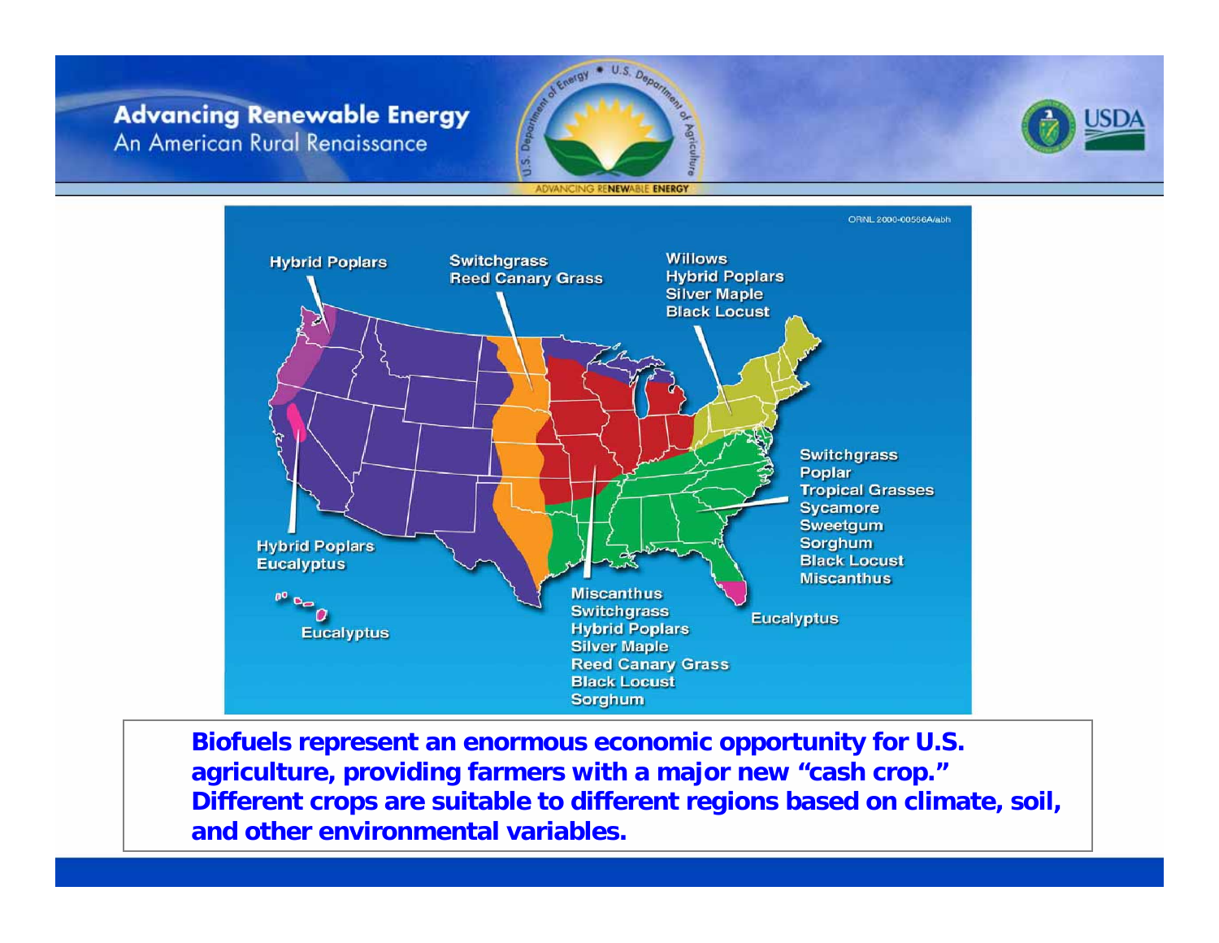# Advancing Renewable Energy

An American Rural Renaissance

ORNL 2000-00566A/abh

Hybrid Poplars

Switchgrass
Reed Canary Grass

Willows
Hybrid Poplars
Silver Maple
Black Locust

Switchgrass
Poplar
Tropical Grasses
Sycamore
Sweetgum
Sorghum
Black Locust
Miscanthus

Hybrid Poplars
Eucalyptus

Eucalyptus

Miscanthus
Switchgrass
Hybrid Poplars
Silver Maple
Reed Canary Grass
Black Locust
Sorghum

Eucalyptus

**Biofuels represent an enormous economic opportunity for U.S. agriculture, providing farmers with a major new "cash crop." Different crops are suitable to different regions based on climate, soil, and other environmental variables.**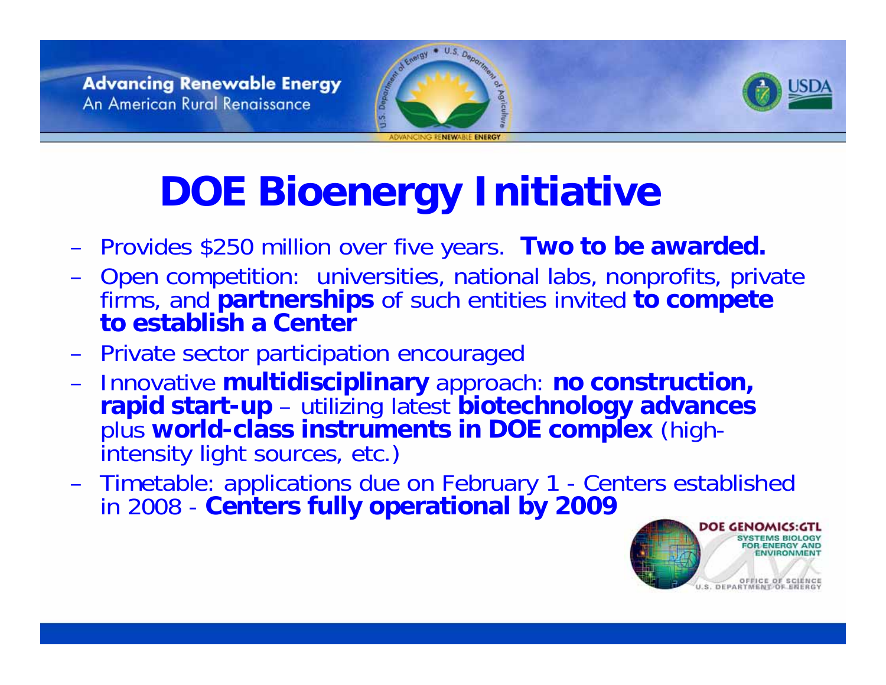# DOE Bioenergy Initiative

- Provides $250 million over five years. **Two to be awarded.**
- Open competition: universities, national labs, nonprofits, private firms, and **partnerships** of such entities invited **to compete to establish a Center**
- Private sector participation encouraged
- Innovative **multidisciplinary** approach: **no construction, rapid start-up** – utilizing latest **biotechnology advances** plus **world-class instruments in DOE complex** (high-intensity light sources, etc.)
- Timetable: applications due on February 1 - Centers established in 2008 - **Centers fully operational by 2009**